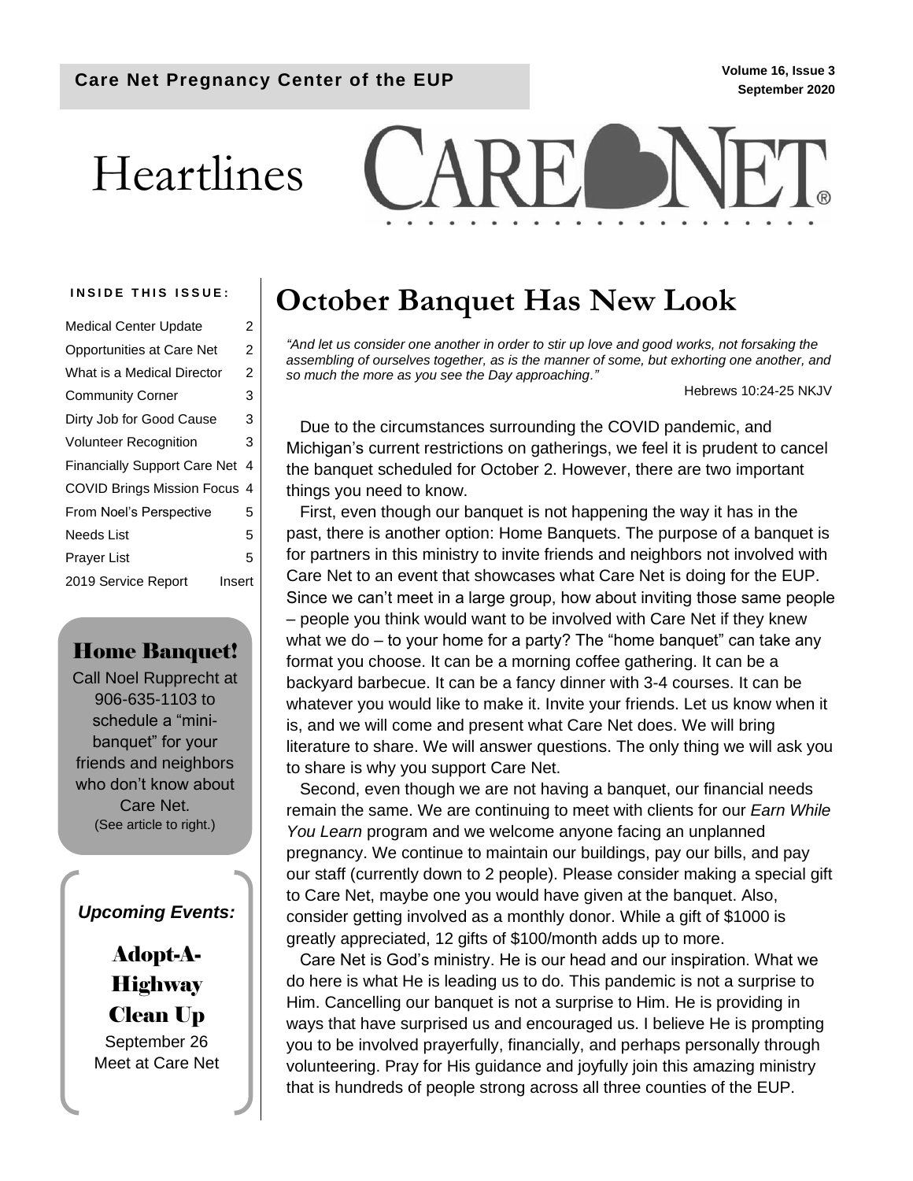**Care Net Pregnancy Center of the EUP**

Volume 16, Issue 3
September 2020

# Heartlines

CARE NET®

**INSIDE THIS ISSUE:**

| | |
|---|---|
| Medical Center Update | 2 |
| Opportunities at Care Net | 2 |
| What is a Medical Director | 2 |
| Community Corner | 3 |
| Dirty Job for Good Cause | 3 |
| Volunteer Recognition | 3 |
| Financially Support Care Net | 4 |
| COVID Brings Mission Focus | 4 |
| From Noel's Perspective | 5 |
| Needs List | 5 |
| Prayer List | 5 |
| 2019 Service Report | Insert |

## Home Banquet!

Call Noel Rupprecht at 906-635-1103 to schedule a "mini-banquet" for your friends and neighbors who don't know about Care Net.
(See article to right.)

*Upcoming Events:*

**Adopt-A-Highway Clean Up**

September 26
Meet at Care Net

# October Banquet Has New Look

*"And let us consider one another in order to stir up love and good works, not forsaking the assembling of ourselves together, as is the manner of some, but exhorting one another, and so much the more as you see the Day approaching."*

Hebrews 10:24-25 NKJV

Due to the circumstances surrounding the COVID pandemic, and Michigan's current restrictions on gatherings, we feel it is prudent to cancel the banquet scheduled for October 2. However, there are two important things you need to know.

First, even though our banquet is not happening the way it has in the past, there is another option: Home Banquets. The purpose of a banquet is for partners in this ministry to invite friends and neighbors not involved with Care Net to an event that showcases what Care Net is doing for the EUP. Since we can't meet in a large group, how about inviting those same people – people you think would want to be involved with Care Net if they knew what we do – to your home for a party? The "home banquet" can take any format you choose. It can be a morning coffee gathering. It can be a backyard barbecue. It can be a fancy dinner with 3-4 courses. It can be whatever you would like to make it. Invite your friends. Let us know when it is, and we will come and present what Care Net does. We will bring literature to share. We will answer questions. The only thing we will ask you to share is why you support Care Net.

Second, even though we are not having a banquet, our financial needs remain the same. We are continuing to meet with clients for our *Earn While You Learn* program and we welcome anyone facing an unplanned pregnancy. We continue to maintain our buildings, pay our bills, and pay our staff (currently down to 2 people). Please consider making a special gift to Care Net, maybe one you would have given at the banquet. Also, consider getting involved as a monthly donor. While a gift of $1000 is greatly appreciated, 12 gifts of $100/month adds up to more.

Care Net is God's ministry. He is our head and our inspiration. What we do here is what He is leading us to do. This pandemic is not a surprise to Him. Cancelling our banquet is not a surprise to Him. He is providing in ways that have surprised us and encouraged us. I believe He is prompting you to be involved prayerfully, financially, and perhaps personally through volunteering. Pray for His guidance and joyfully join this amazing ministry that is hundreds of people strong across all three counties of the EUP.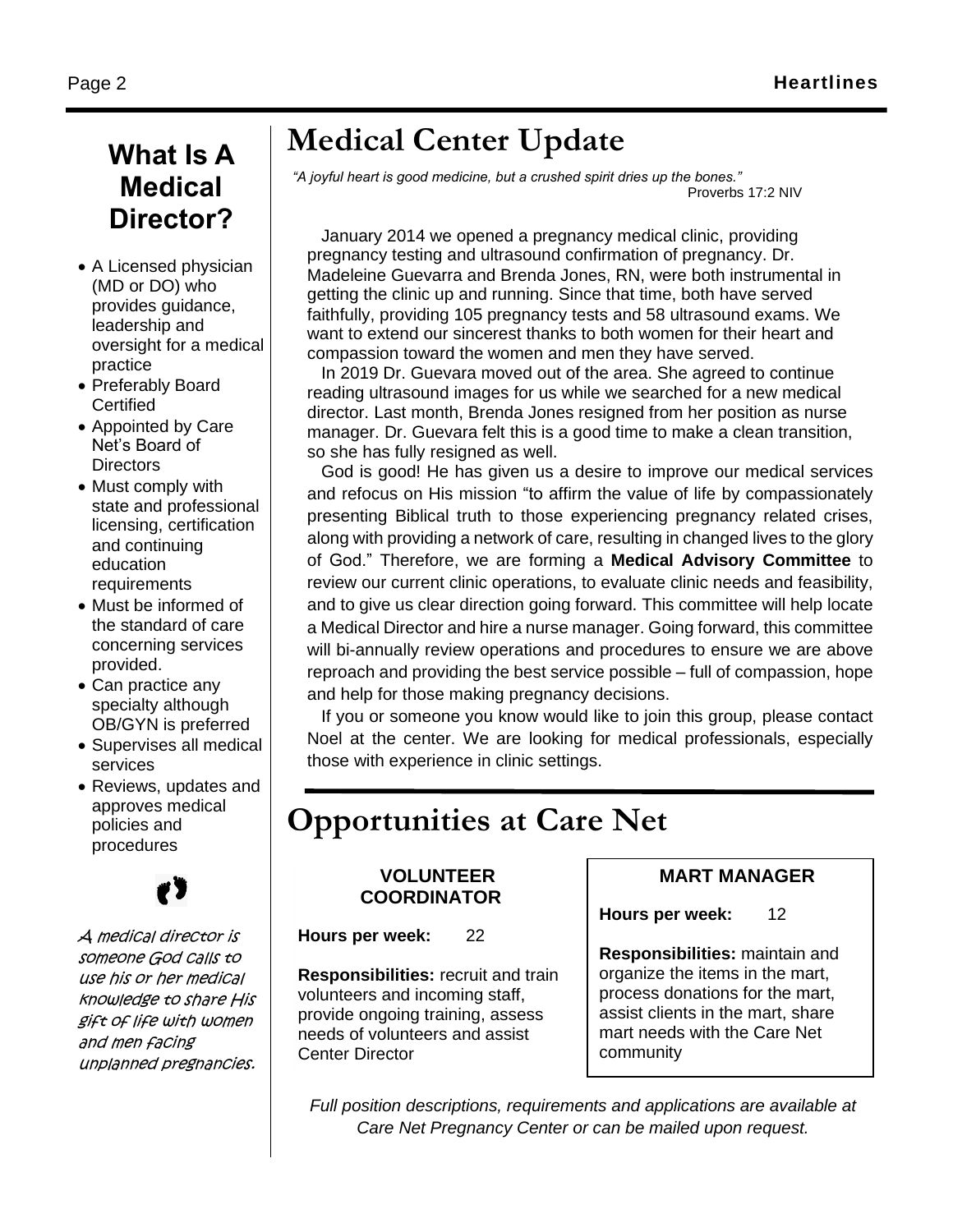# Medical Center Update

*"A joyful heart is good medicine, but a crushed spirit dries up the bones."*
Proverbs 17:2 NIV

January 2014 we opened a pregnancy medical clinic, providing pregnancy testing and ultrasound confirmation of pregnancy. Dr. Madeleine Guevarra and Brenda Jones, RN, were both instrumental in getting the clinic up and running. Since that time, both have served faithfully, providing 105 pregnancy tests and 58 ultrasound exams. We want to extend our sincerest thanks to both women for their heart and compassion toward the women and men they have served.

In 2019 Dr. Guevara moved out of the area. She agreed to continue reading ultrasound images for us while we searched for a new medical director. Last month, Brenda Jones resigned from her position as nurse manager. Dr. Guevara felt this is a good time to make a clean transition, so she has fully resigned as well.

God is good! He has given us a desire to improve our medical services and refocus on His mission "to affirm the value of life by compassionately presenting Biblical truth to those experiencing pregnancy related crises, along with providing a network of care, resulting in changed lives to the glory of God." Therefore, we are forming a **Medical Advisory Committee** to review our current clinic operations, to evaluate clinic needs and feasibility, and to give us clear direction going forward. This committee will help locate a Medical Director and hire a nurse manager. Going forward, this committee will bi-annually review operations and procedures to ensure we are above reproach and providing the best service possible – full of compassion, hope and help for those making pregnancy decisions.

If you or someone you know would like to join this group, please contact Noel at the center. We are looking for medical professionals, especially those with experience in clinic settings.

## What Is A Medical Director?

- A Licensed physician (MD or DO) who provides guidance, leadership and oversight for a medical practice
- Preferably Board Certified
- Appointed by Care Net's Board of Directors
- Must comply with state and professional licensing, certification and continuing education requirements
- Must be informed of the standard of care concerning services provided.
- Can practice any specialty although OB/GYN is preferred
- Supervises all medical services
- Reviews, updates and approves medical policies and procedures

*A medical director is someone God calls to use his or her medical knowledge to share His gift of life with women and men facing unplanned pregnancies.*

# Opportunities at Care Net

### VOLUNTEER COORDINATOR

**Hours per week:** 22

**Responsibilities:** recruit and train volunteers and incoming staff, provide ongoing training, assess needs of volunteers and assist Center Director

### MART MANAGER

**Hours per week:** 12

**Responsibilities:** maintain and organize the items in the mart, process donations for the mart, assist clients in the mart, share mart needs with the Care Net community

*Full position descriptions, requirements and applications are available at Care Net Pregnancy Center or can be mailed upon request.*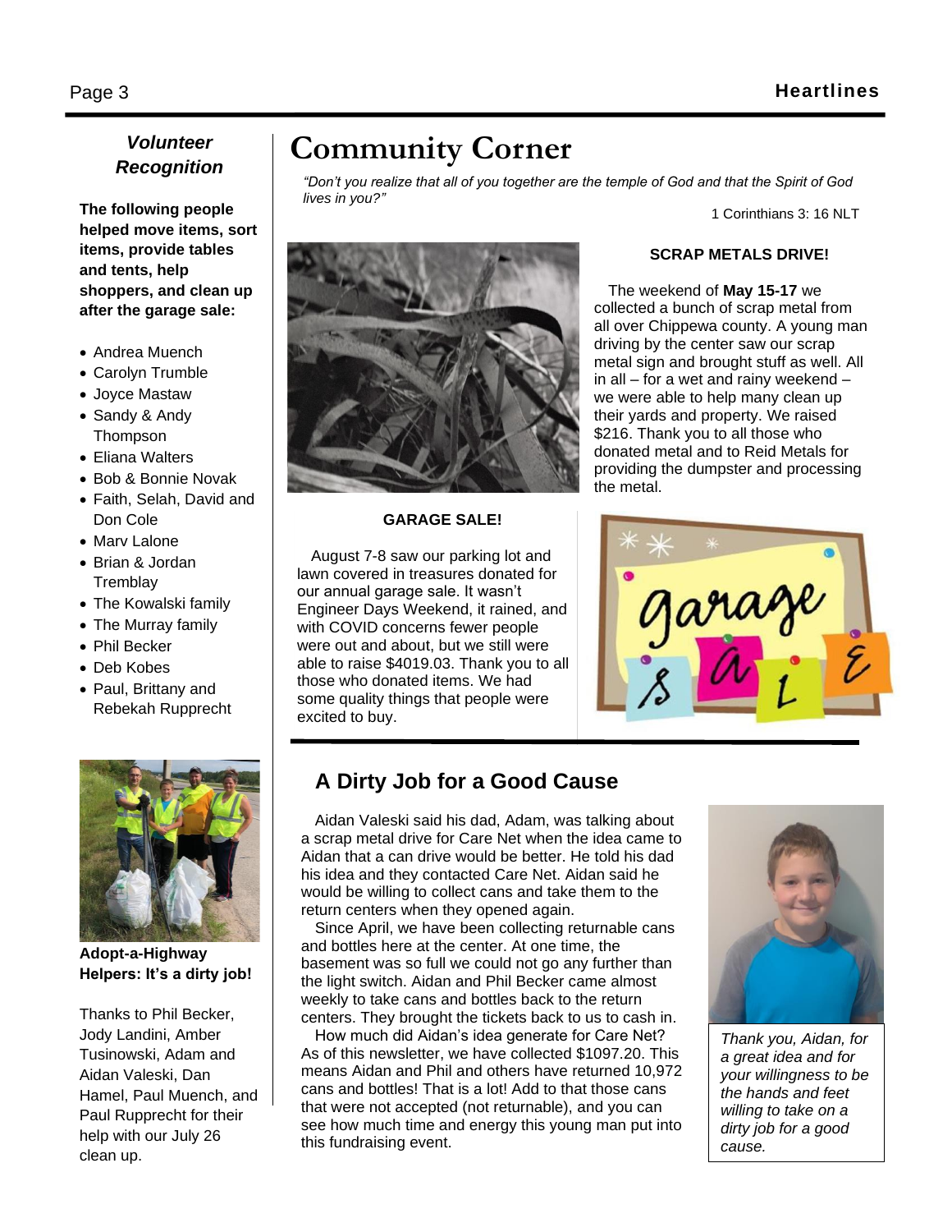## Volunteer Recognition

**The following people helped move items, sort items, provide tables and tents, help shoppers, and clean up after the garage sale:**

- Andrea Muench
- Carolyn Trumble
- Joyce Mastaw
- Sandy & Andy Thompson
- Eliana Walters
- Bob & Bonnie Novak
- Faith, Selah, David and Don Cole
- Marv Lalone
- Brian & Jordan Tremblay
- The Kowalski family
- The Murray family
- Phil Becker
- Deb Kobes
- Paul, Brittany and Rebekah Rupprecht

**Adopt-a-Highway Helpers: It's a dirty job!**

Thanks to Phil Becker, Jody Landini, Amber Tusinowski, Adam and Aidan Valeski, Dan Hamel, Paul Muench, and Paul Rupprecht for their help with our July 26 clean up.

# Community Corner

*"Don't you realize that all of you together are the temple of God and that the Spirit of God lives in you?"*

1 Corinthians 3: 16 NLT

**SCRAP METALS DRIVE!**

The weekend of **May 15-17** we collected a bunch of scrap metal from all over Chippewa county. A young man driving by the center saw our scrap metal sign and brought stuff as well. All in all – for a wet and rainy weekend – we were able to help many clean up their yards and property. We raised $216. Thank you to all those who donated metal and to Reid Metals for providing the dumpster and processing the metal.

**GARAGE SALE!**

August 7-8 saw our parking lot and lawn covered in treasures donated for our annual garage sale. It wasn't Engineer Days Weekend, it rained, and with COVID concerns fewer people were out and about, but we still were able to raise $4019.03. Thank you to all those who donated items. We had some quality things that people were excited to buy.

## A Dirty Job for a Good Cause

Aidan Valeski said his dad, Adam, was talking about a scrap metal drive for Care Net when the idea came to Aidan that a can drive would be better. He told his dad his idea and they contacted Care Net. Aidan said he would be willing to collect cans and take them to the return centers when they opened again.

Since April, we have been collecting returnable cans and bottles here at the center. At one time, the basement was so full we could not go any further than the light switch. Aidan and Phil Becker came almost weekly to take cans and bottles back to the return centers. They brought the tickets back to us to cash in.

How much did Aidan's idea generate for Care Net? As of this newsletter, we have collected $1097.20. This means Aidan and Phil and others have returned 10,972 cans and bottles! That is a lot! Add to that those cans that were not accepted (not returnable), and you can see how much time and energy this young man put into this fundraising event.

*Thank you, Aidan, for a great idea and for your willingness to be the hands and feet willing to take on a dirty job for a good cause.*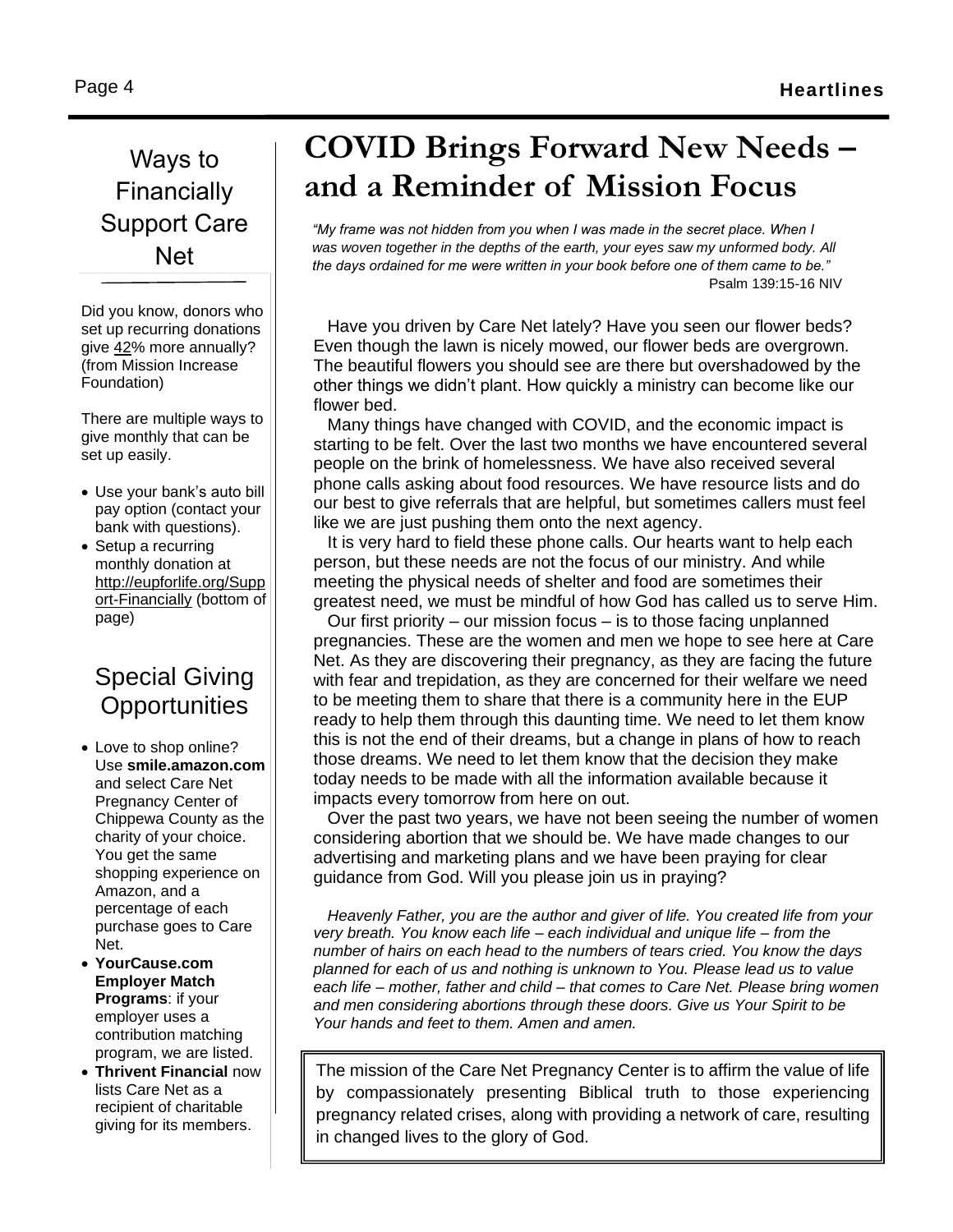# COVID Brings Forward New Needs – and a Reminder of Mission Focus

*"My frame was not hidden from you when I was made in the secret place. When I was woven together in the depths of the earth, your eyes saw my unformed body. All the days ordained for me were written in your book before one of them came to be."*

Psalm 139:15-16 NIV

Have you driven by Care Net lately? Have you seen our flower beds? Even though the lawn is nicely mowed, our flower beds are overgrown. The beautiful flowers you should see are there but overshadowed by the other things we didn't plant. How quickly a ministry can become like our flower bed.

Many things have changed with COVID, and the economic impact is starting to be felt. Over the last two months we have encountered several people on the brink of homelessness. We have also received several phone calls asking about food resources. We have resource lists and do our best to give referrals that are helpful, but sometimes callers must feel like we are just pushing them onto the next agency.

It is very hard to field these phone calls. Our hearts want to help each person, but these needs are not the focus of our ministry. And while meeting the physical needs of shelter and food are sometimes their greatest need, we must be mindful of how God has called us to serve Him.

Our first priority – our mission focus – is to those facing unplanned pregnancies. These are the women and men we hope to see here at Care Net. As they are discovering their pregnancy, as they are facing the future with fear and trepidation, as they are concerned for their welfare we need to be meeting them to share that there is a community here in the EUP ready to help them through this daunting time. We need to let them know this is not the end of their dreams, but a change in plans of how to reach those dreams. We need to let them know that the decision they make today needs to be made with all the information available because it impacts every tomorrow from here on out.

Over the past two years, we have not been seeing the number of women considering abortion that we should be. We have made changes to our advertising and marketing plans and we have been praying for clear guidance from God. Will you please join us in praying?

*Heavenly Father, you are the author and giver of life. You created life from your very breath. You know each life – each individual and unique life – from the number of hairs on each head to the numbers of tears cried. You know the days planned for each of us and nothing is unknown to You. Please lead us to value each life – mother, father and child – that comes to Care Net. Please bring women and men considering abortions through these doors. Give us Your Spirit to be Your hands and feet to them. Amen and amen.*

The mission of the Care Net Pregnancy Center is to affirm the value of life by compassionately presenting Biblical truth to those experiencing pregnancy related crises, along with providing a network of care, resulting in changed lives to the glory of God.

## Ways to Financially Support Care Net

Did you know, donors who set up recurring donations give 42% more annually? (from Mission Increase Foundation)

There are multiple ways to give monthly that can be set up easily.

- Use your bank's auto bill pay option (contact your bank with questions).
- Setup a recurring monthly donation at http://eupforlife.org/Support-Financially (bottom of page)

## Special Giving Opportunities

- Love to shop online? Use **smile.amazon.com** and select Care Net Pregnancy Center of Chippewa County as the charity of your choice. You get the same shopping experience on Amazon, and a percentage of each purchase goes to Care Net.
- **YourCause.com Employer Match Programs**: if your employer uses a contribution matching program, we are listed.
- **Thrivent Financial** now lists Care Net as a recipient of charitable giving for its members.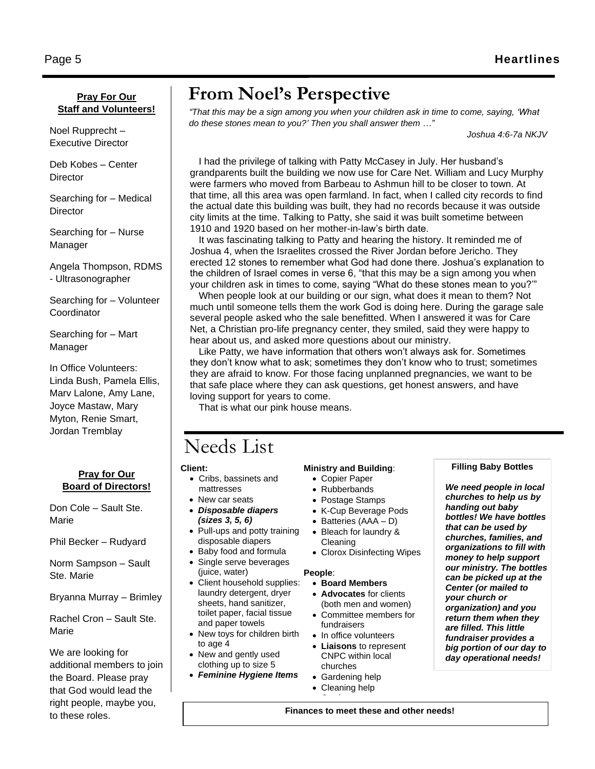## From Noel's Perspective

*"That this may be a sign among you when your children ask in time to come, saying, 'What do these stones mean to you?' Then you shall answer them …"*

Joshua 4:6-7a NKJV

I had the privilege of talking with Patty McCasey in July. Her husband's grandparents built the building we now use for Care Net. William and Lucy Murphy were farmers who moved from Barbeau to Ashmun hill to be closer to town. At that time, all this area was open farmland. In fact, when I called city records to find the actual date this building was built, they had no records because it was outside city limits at the time. Talking to Patty, she said it was built sometime between 1910 and 1920 based on her mother-in-law's birth date.

It was fascinating talking to Patty and hearing the history. It reminded me of Joshua 4, when the Israelites crossed the River Jordan before Jericho. They erected 12 stones to remember what God had done there. Joshua's explanation to the children of Israel comes in verse 6, "that this may be a sign among you when your children ask in times to come, saying "What do these stones mean to you?'"

When people look at our building or our sign, what does it mean to them? Not much until someone tells them the work God is doing here. During the garage sale several people asked who the sale benefitted. When I answered it was for Care Net, a Christian pro-life pregnancy center, they smiled, said they were happy to hear about us, and asked more questions about our ministry.

Like Patty, we have information that others won't always ask for. Sometimes they don't know what to ask; sometimes they don't know who to trust; sometimes they are afraid to know. For those facing unplanned pregnancies, we want to be that safe place where they can ask questions, get honest answers, and have loving support for years to come.

That is what our pink house means.

**Pray For Our Staff and Volunteers!**

Noel Rupprecht – Executive Director

Deb Kobes – Center Director

Searching for – Medical Director

Searching for – Nurse Manager

Angela Thompson, RDMS - Ultrasonographer

Searching for – Volunteer Coordinator

Searching for – Mart Manager

In Office Volunteers: Linda Bush, Pamela Ellis, Marv Lalone, Amy Lane, Joyce Mastaw, Mary Myton, Renie Smart, Jordan Tremblay

**Pray for Our Board of Directors!**

Don Cole – Sault Ste. Marie

Phil Becker – Rudyard

Norm Sampson – Sault Ste. Marie

Bryanna Murray – Brimley

Rachel Cron – Sault Ste. Marie

We are looking for additional members to join the Board. Please pray that God would lead the right people, maybe you, to these roles.

# Needs List

**Client:**

- Cribs, bassinets and mattresses
- New car seats
- ***Disposable diapers (sizes 3, 5, 6)***
- Pull-ups and potty training disposable diapers
- Baby food and formula
- Single serve beverages (juice, water)
- Client household supplies: laundry detergent, dryer sheets, hand sanitizer, toilet paper, facial tissue and paper towels
- New toys for children birth to age 4
- New and gently used clothing up to size 5
- ***Feminine Hygiene Items***

**Ministry and Building**:

- Copier Paper
- Rubberbands
- Postage Stamps
- K-Cup Beverage Pods
- Batteries (AAA – D)
- Bleach for laundry & Cleaning
- Clorox Disinfecting Wipes

**People**:

- **Board Members**
- **Advocates** for clients (both men and women)
- Committee members for fundraisers
- In office volunteers
- **Liaisons** to represent CNPC within local churches
- Gardening help
- Cleaning help

**Filling Baby Bottles**

***We need people in local churches to help us by handing out baby bottles! We have bottles that can be used by churches, families, and organizations to fill with money to help support our ministry. The bottles can be picked up at the Center (or mailed to your church or organization) and you return them when they are filled. This little fundraiser provides a big portion of our day to day operational needs!***

**Finances to meet these and other needs!**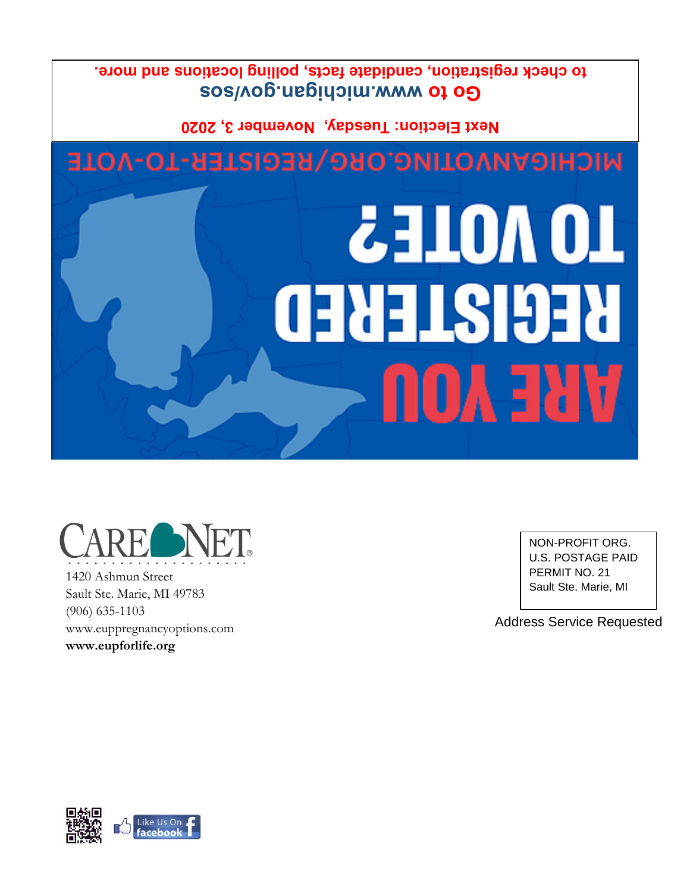Next Election: Tuesday, November 3, 2020

**Go to www.michigan.gov/sos**

**to check registration, candidate facts, polling locations and more.**

MICHIGANVOTING.ORG/REGISTER-TO-VOTE

**ARE YOU REGISTERED TO VOTE?**

CARENET

1420 Ashmun Street
Sault Ste. Marie, MI 49783
(906) 635-1103
www.euppregnancyoptions.com
**www.eupforlife.org**

NON-PROFIT ORG.
U.S. POSTAGE PAID
PERMIT NO. 21
Sault Ste. Marie, MI

Address Service Requested

Like Us On facebook